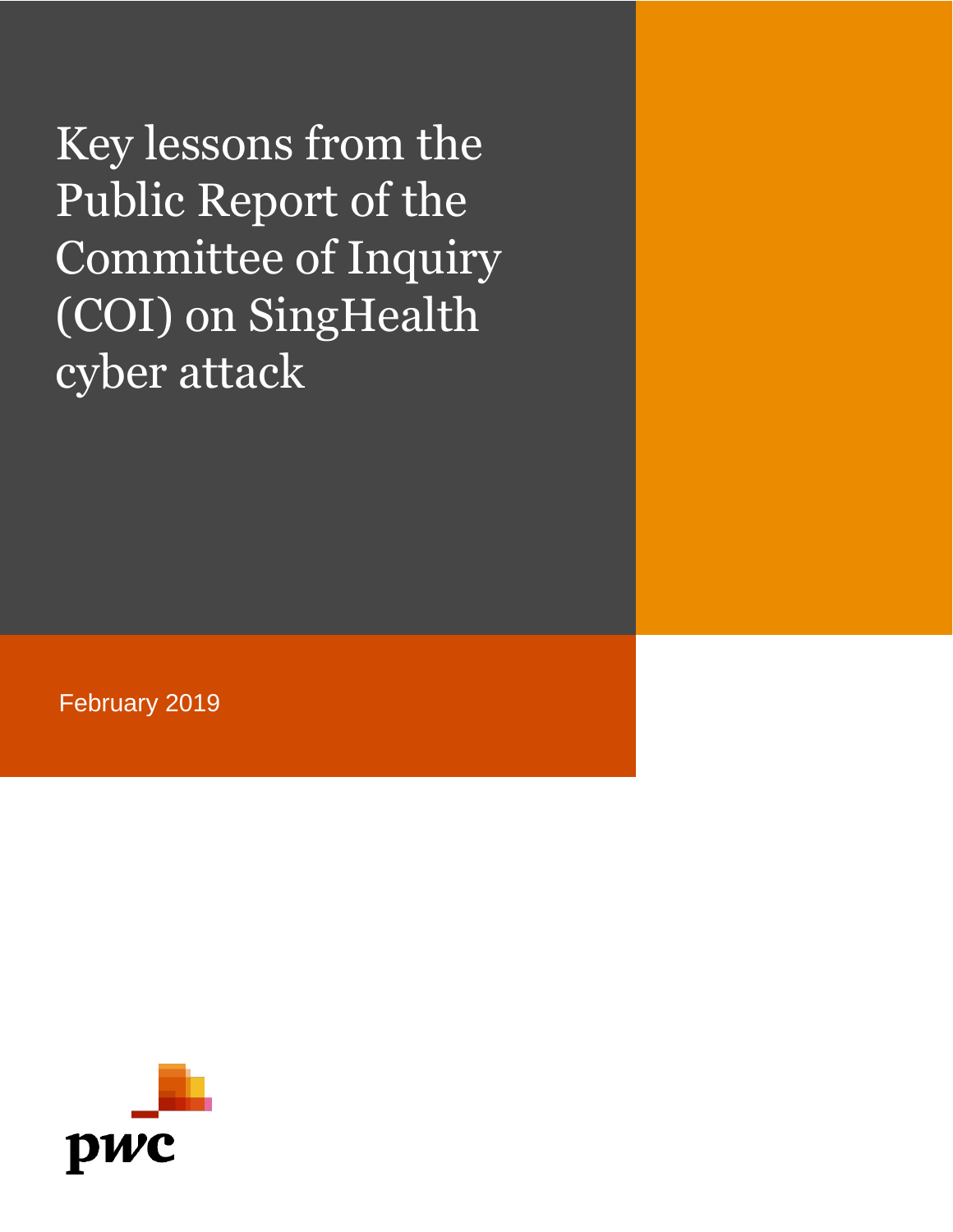# Key lessons from the Public Report of the Committee of Inquiry (COI) on SingHealth cyber attack

February 2019

pwc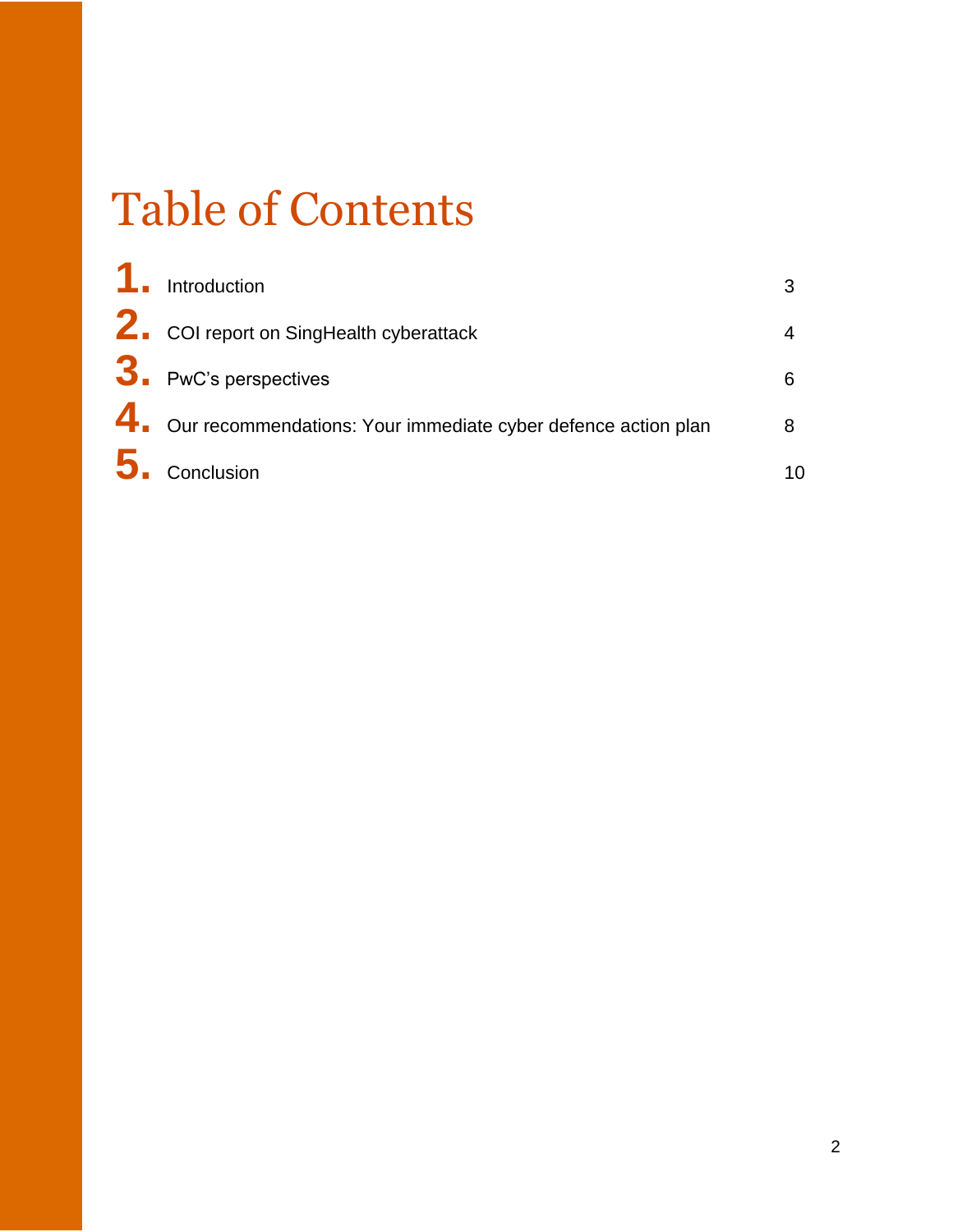# Table of Contents

| | | |
|---|---|---|
| **1.** | Introduction | 3 |
| **2.** | COI report on SingHealth cyberattack | 4 |
| **3.** | PwC's perspectives | 6 |
| **4.** | Our recommendations: Your immediate cyber defence action plan | 8 |
| **5.** | Conclusion | 10 |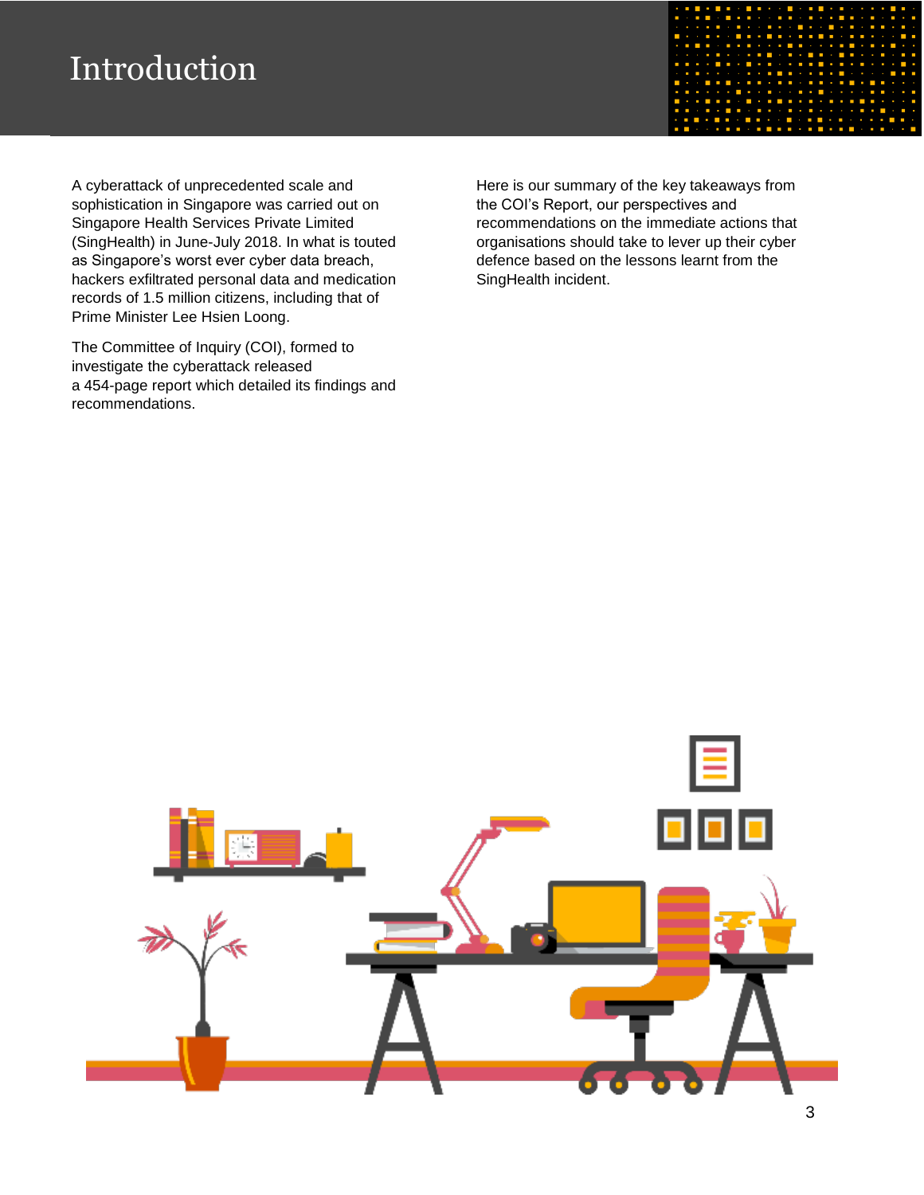# Introduction

A cyberattack of unprecedented scale and sophistication in Singapore was carried out on Singapore Health Services Private Limited (SingHealth) in June-July 2018. In what is touted as Singapore's worst ever cyber data breach, hackers exfiltrated personal data and medication records of 1.5 million citizens, including that of Prime Minister Lee Hsien Loong.

The Committee of Inquiry (COI), formed to investigate the cyberattack released a 454-page report which detailed its findings and recommendations.

Here is our summary of the key takeaways from the COI's Report, our perspectives and recommendations on the immediate actions that organisations should take to lever up their cyber defence based on the lessons learnt from the SingHealth incident.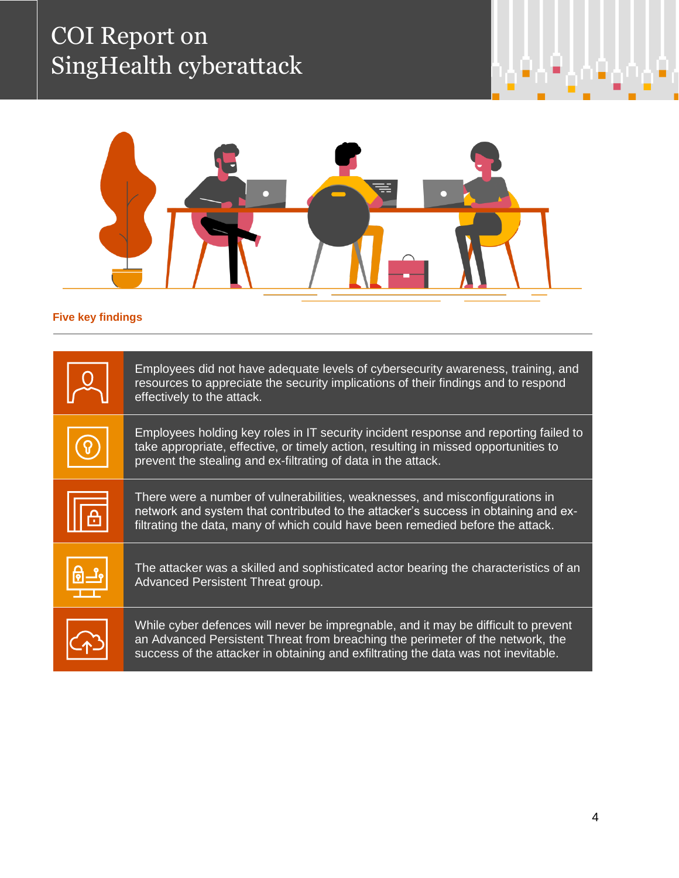# COI Report on SingHealth cyberattack

**Five key findings**

- Employees did not have adequate levels of cybersecurity awareness, training, and resources to appreciate the security implications of their findings and to respond effectively to the attack.
- Employees holding key roles in IT security incident response and reporting failed to take appropriate, effective, or timely action, resulting in missed opportunities to prevent the stealing and ex-filtrating of data in the attack.
- There were a number of vulnerabilities, weaknesses, and misconfigurations in network and system that contributed to the attacker's success in obtaining and ex-filtrating the data, many of which could have been remedied before the attack.
- The attacker was a skilled and sophisticated actor bearing the characteristics of an Advanced Persistent Threat group.
- While cyber defences will never be impregnable, and it may be difficult to prevent an Advanced Persistent Threat from breaching the perimeter of the network, the success of the attacker in obtaining and exfiltrating the data was not inevitable.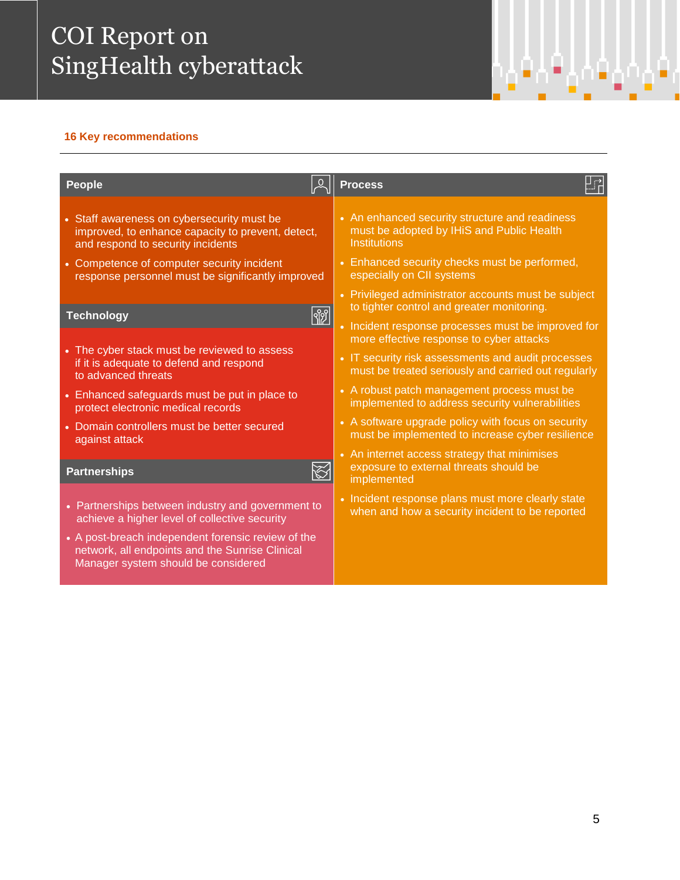# COI Report on SingHealth cyberattack

## 16 Key recommendations

### People

- Staff awareness on cybersecurity must be improved, to enhance capacity to prevent, detect, and respond to security incidents
- Competence of computer security incident response personnel must be significantly improved

### Technology

- The cyber stack must be reviewed to assess if it is adequate to defend and respond to advanced threats
- Enhanced safeguards must be put in place to protect electronic medical records
- Domain controllers must be better secured against attack

### Partnerships

- Partnerships between industry and government to achieve a higher level of collective security
- A post-breach independent forensic review of the network, all endpoints and the Sunrise Clinical Manager system should be considered

### Process

- An enhanced security structure and readiness must be adopted by IHiS and Public Health Institutions
- Enhanced security checks must be performed, especially on CII systems
- Privileged administrator accounts must be subject to tighter control and greater monitoring.
- Incident response processes must be improved for more effective response to cyber attacks
- IT security risk assessments and audit processes must be treated seriously and carried out regularly
- A robust patch management process must be implemented to address security vulnerabilities
- A software upgrade policy with focus on security must be implemented to increase cyber resilience
- An internet access strategy that minimises exposure to external threats should be implemented
- Incident response plans must more clearly state when and how a security incident to be reported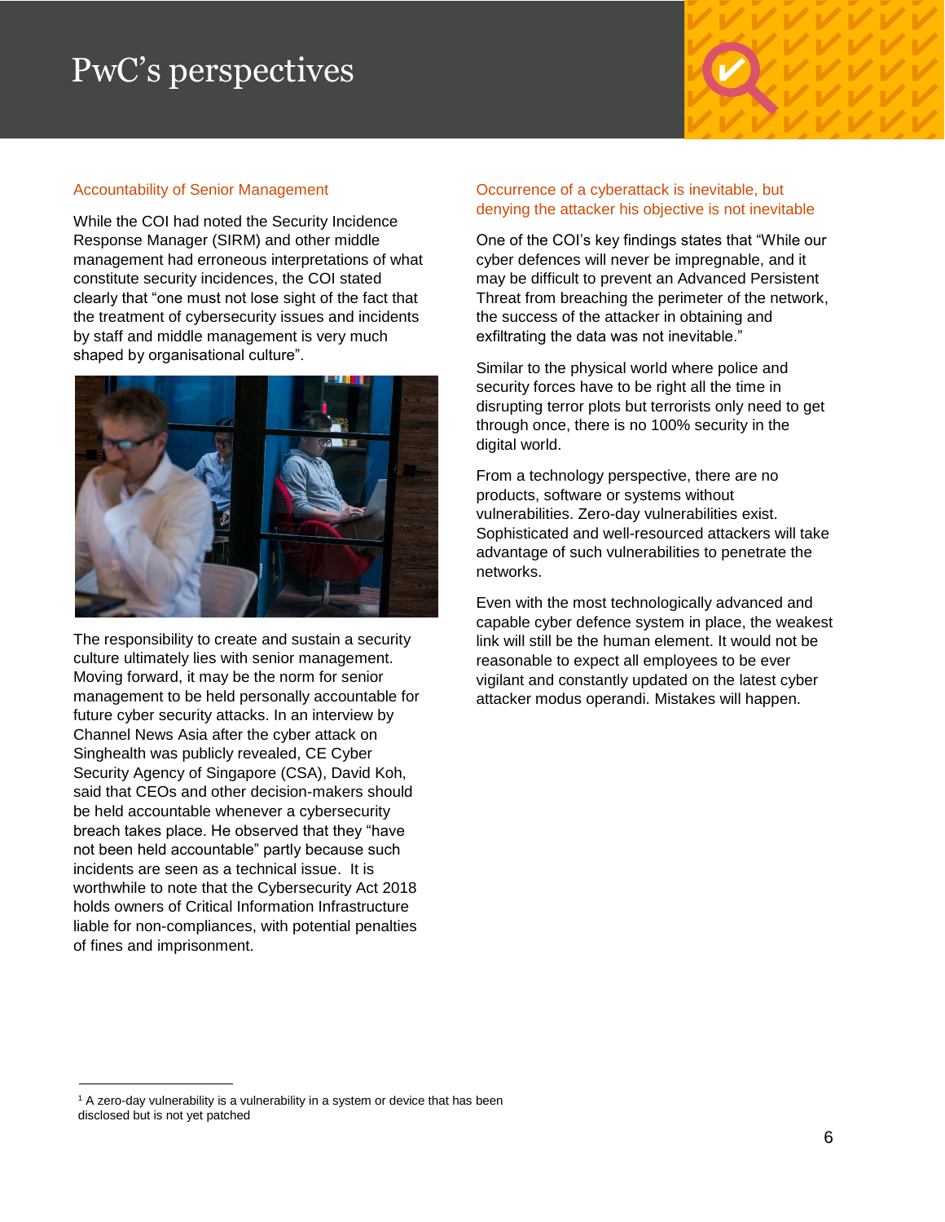# PwC's perspectives

## Accountability of Senior Management

While the COI had noted the Security Incidence Response Manager (SIRM) and other middle management had erroneous interpretations of what constitute security incidences, the COI stated clearly that "one must not lose sight of the fact that the treatment of cybersecurity issues and incidents by staff and middle management is very much shaped by organisational culture".

The responsibility to create and sustain a security culture ultimately lies with senior management. Moving forward, it may be the norm for senior management to be held personally accountable for future cyber security attacks. In an interview by Channel News Asia after the cyber attack on Singhealth was publicly revealed, CE Cyber Security Agency of Singapore (CSA), David Koh, said that CEOs and other decision-makers should be held accountable whenever a cybersecurity breach takes place. He observed that they "have not been held accountable" partly because such incidents are seen as a technical issue. It is worthwhile to note that the Cybersecurity Act 2018 holds owners of Critical Information Infrastructure liable for non-compliances, with potential penalties of fines and imprisonment.

## Occurrence of a cyberattack is inevitable, but denying the attacker his objective is not inevitable

One of the COI's key findings states that "While our cyber defences will never be impregnable, and it may be difficult to prevent an Advanced Persistent Threat from breaching the perimeter of the network, the success of the attacker in obtaining and exfiltrating the data was not inevitable."

Similar to the physical world where police and security forces have to be right all the time in disrupting terror plots but terrorists only need to get through once, there is no 100% security in the digital world.

From a technology perspective, there are no products, software or systems without vulnerabilities. Zero-day vulnerabilities exist. Sophisticated and well-resourced attackers will take advantage of such vulnerabilities to penetrate the networks.

Even with the most technologically advanced and capable cyber defence system in place, the weakest link will still be the human element. It would not be reasonable to expect all employees to be ever vigilant and constantly updated on the latest cyber attacker modus operandi. Mistakes will happen.

---

[1] A zero-day vulnerability is a vulnerability in a system or device that has been disclosed but is not yet patched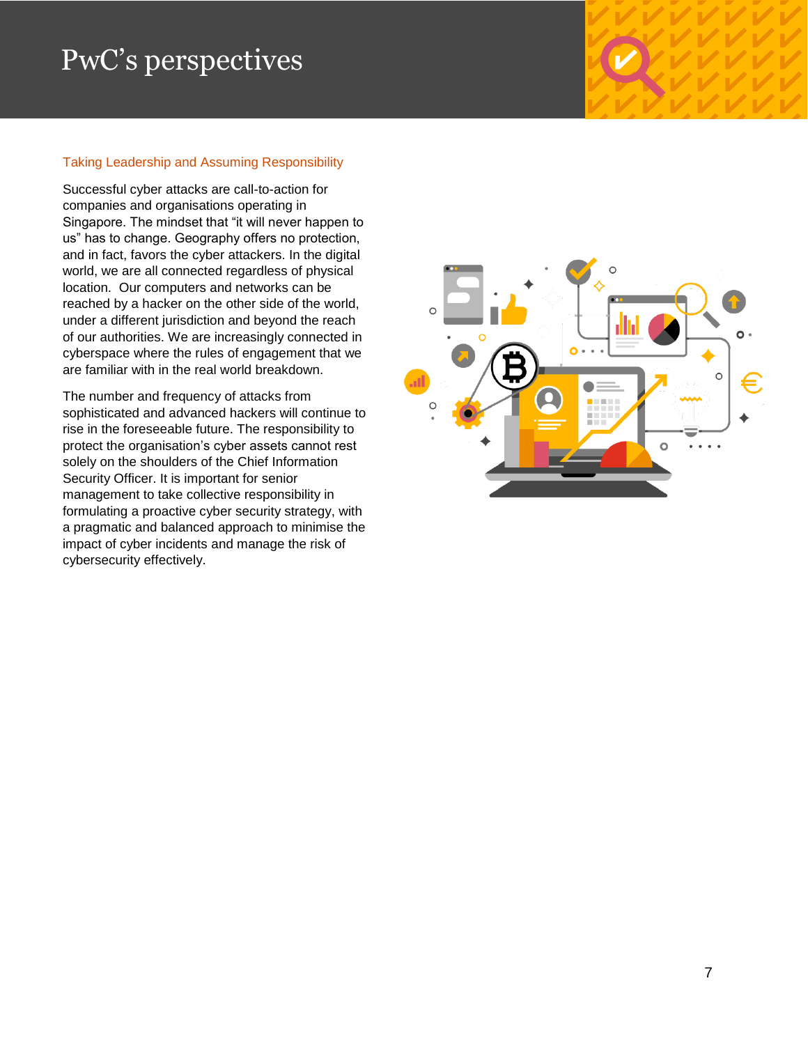# PwC's perspectives

## Taking Leadership and Assuming Responsibility

Successful cyber attacks are call-to-action for companies and organisations operating in Singapore. The mindset that "it will never happen to us" has to change. Geography offers no protection, and in fact, favors the cyber attackers. In the digital world, we are all connected regardless of physical location. Our computers and networks can be reached by a hacker on the other side of the world, under a different jurisdiction and beyond the reach of our authorities. We are increasingly connected in cyberspace where the rules of engagement that we are familiar with in the real world breakdown.

The number and frequency of attacks from sophisticated and advanced hackers will continue to rise in the foreseeable future. The responsibility to protect the organisation's cyber assets cannot rest solely on the shoulders of the Chief Information Security Officer. It is important for senior management to take collective responsibility in formulating a proactive cyber security strategy, with a pragmatic and balanced approach to minimise the impact of cyber incidents and manage the risk of cybersecurity effectively.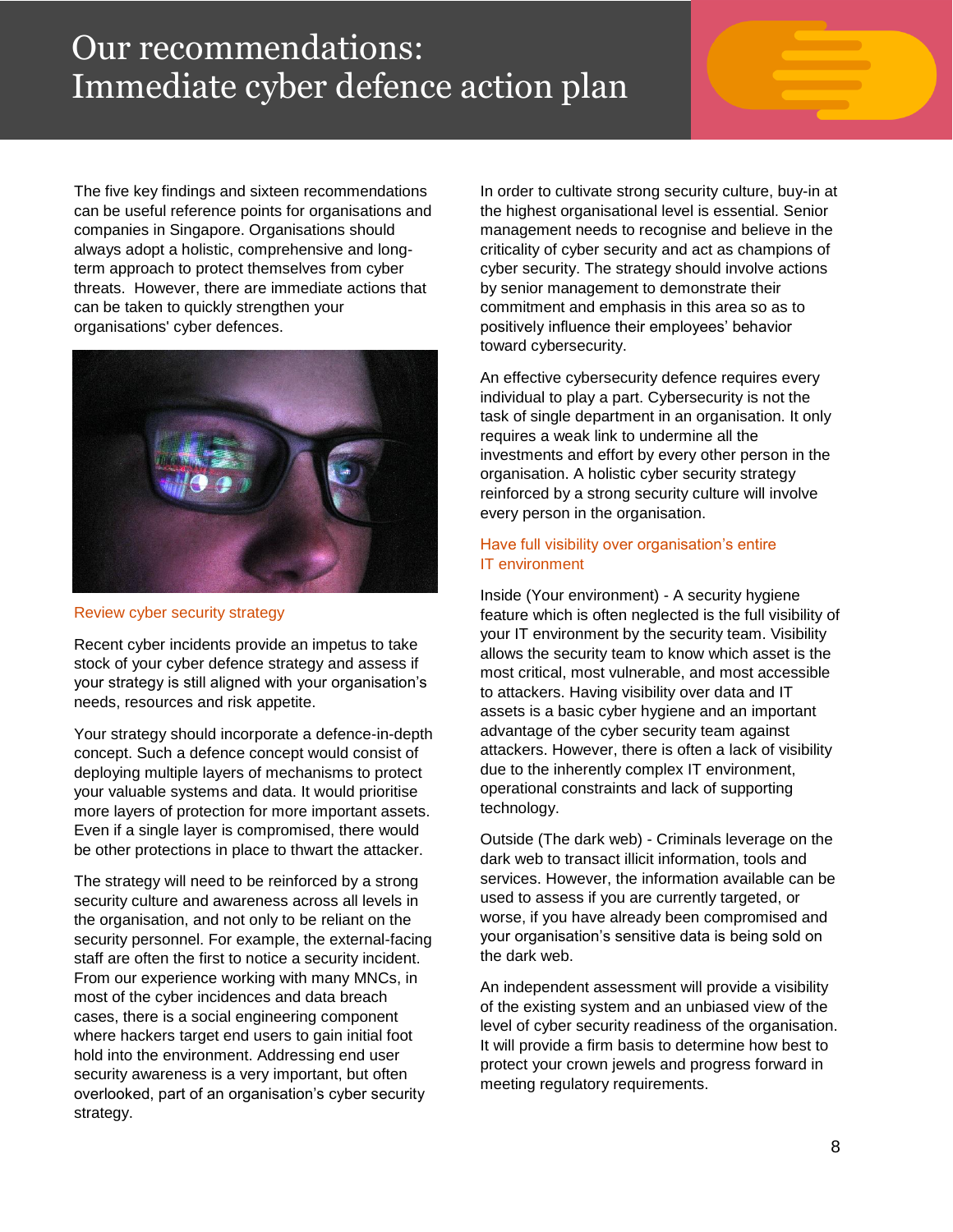# Our recommendations: Immediate cyber defence action plan

The five key findings and sixteen recommendations can be useful reference points for organisations and companies in Singapore. Organisations should always adopt a holistic, comprehensive and long-term approach to protect themselves from cyber threats. However, there are immediate actions that can be taken to quickly strengthen your organisations' cyber defences.

## Review cyber security strategy

Recent cyber incidents provide an impetus to take stock of your cyber defence strategy and assess if your strategy is still aligned with your organisation's needs, resources and risk appetite.

Your strategy should incorporate a defence-in-depth concept. Such a defence concept would consist of deploying multiple layers of mechanisms to protect your valuable systems and data. It would prioritise more layers of protection for more important assets. Even if a single layer is compromised, there would be other protections in place to thwart the attacker.

The strategy will need to be reinforced by a strong security culture and awareness across all levels in the organisation, and not only to be reliant on the security personnel. For example, the external-facing staff are often the first to notice a security incident. From our experience working with many MNCs, in most of the cyber incidences and data breach cases, there is a social engineering component where hackers target end users to gain initial foot hold into the environment. Addressing end user security awareness is a very important, but often overlooked, part of an organisation's cyber security strategy.

In order to cultivate strong security culture, buy-in at the highest organisational level is essential. Senior management needs to recognise and believe in the criticality of cyber security and act as champions of cyber security. The strategy should involve actions by senior management to demonstrate their commitment and emphasis in this area so as to positively influence their employees' behavior toward cybersecurity.

An effective cybersecurity defence requires every individual to play a part. Cybersecurity is not the task of single department in an organisation. It only requires a weak link to undermine all the investments and effort by every other person in the organisation. A holistic cyber security strategy reinforced by a strong security culture will involve every person in the organisation.

## Have full visibility over organisation's entire IT environment

Inside (Your environment) - A security hygiene feature which is often neglected is the full visibility of your IT environment by the security team. Visibility allows the security team to know which asset is the most critical, most vulnerable, and most accessible to attackers. Having visibility over data and IT assets is a basic cyber hygiene and an important advantage of the cyber security team against attackers. However, there is often a lack of visibility due to the inherently complex IT environment, operational constraints and lack of supporting technology.

Outside (The dark web) - Criminals leverage on the dark web to transact illicit information, tools and services. However, the information available can be used to assess if you are currently targeted, or worse, if you have already been compromised and your organisation's sensitive data is being sold on the dark web.

An independent assessment will provide a visibility of the existing system and an unbiased view of the level of cyber security readiness of the organisation. It will provide a firm basis to determine how best to protect your crown jewels and progress forward in meeting regulatory requirements.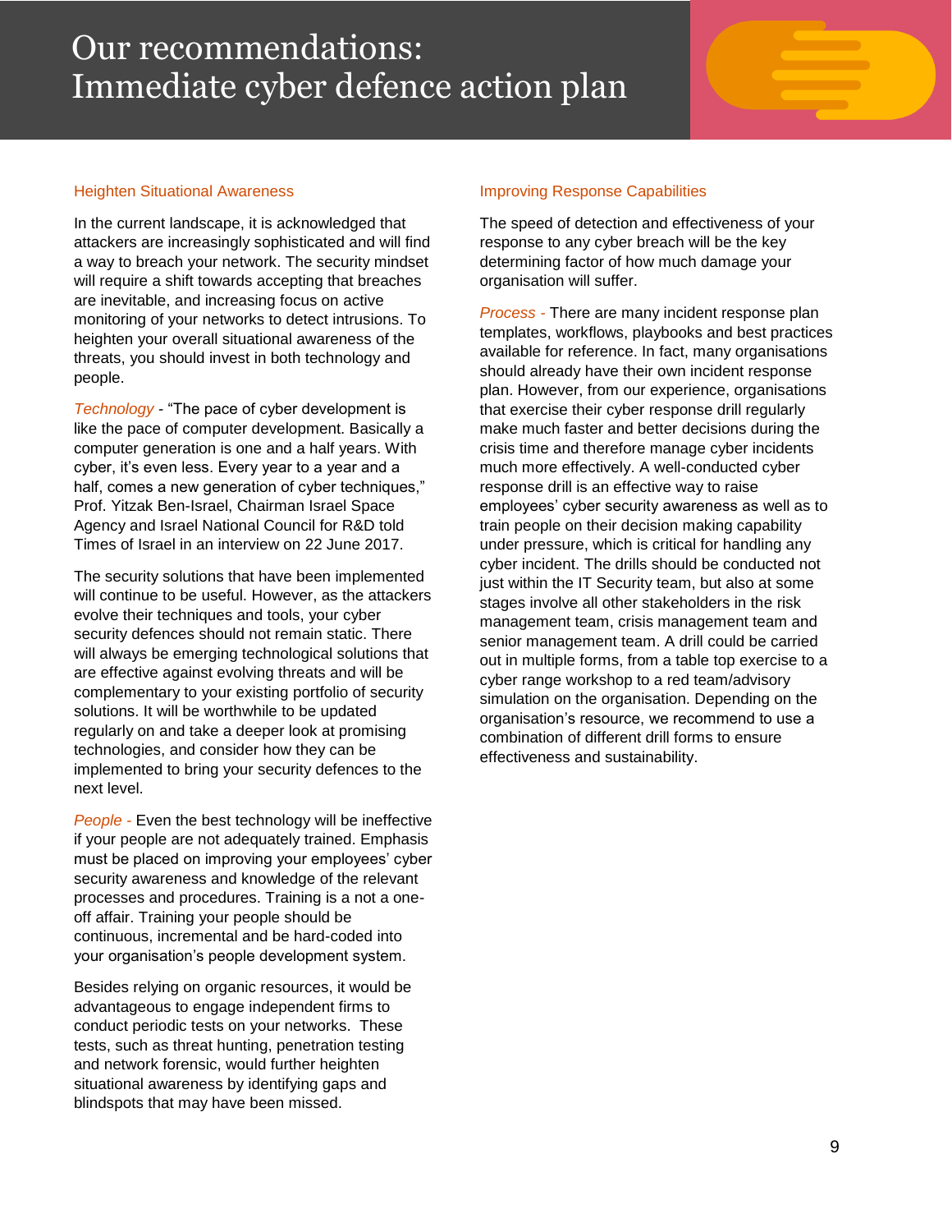# Our recommendations: Immediate cyber defence action plan

## Heighten Situational Awareness

In the current landscape, it is acknowledged that attackers are increasingly sophisticated and will find a way to breach your network. The security mindset will require a shift towards accepting that breaches are inevitable, and increasing focus on active monitoring of your networks to detect intrusions. To heighten your overall situational awareness of the threats, you should invest in both technology and people.

*Technology* - "The pace of cyber development is like the pace of computer development. Basically a computer generation is one and a half years. With cyber, it's even less. Every year to a year and a half, comes a new generation of cyber techniques," Prof. Yitzak Ben-Israel, Chairman Israel Space Agency and Israel National Council for R&D told Times of Israel in an interview on 22 June 2017.

The security solutions that have been implemented will continue to be useful. However, as the attackers evolve their techniques and tools, your cyber security defences should not remain static. There will always be emerging technological solutions that are effective against evolving threats and will be complementary to your existing portfolio of security solutions. It will be worthwhile to be updated regularly on and take a deeper look at promising technologies, and consider how they can be implemented to bring your security defences to the next level.

*People* - Even the best technology will be ineffective if your people are not adequately trained. Emphasis must be placed on improving your employees' cyber security awareness and knowledge of the relevant processes and procedures. Training is a not a one-off affair. Training your people should be continuous, incremental and be hard-coded into your organisation's people development system.

Besides relying on organic resources, it would be advantageous to engage independent firms to conduct periodic tests on your networks. These tests, such as threat hunting, penetration testing and network forensic, would further heighten situational awareness by identifying gaps and blindspots that may have been missed.

## Improving Response Capabilities

The speed of detection and effectiveness of your response to any cyber breach will be the key determining factor of how much damage your organisation will suffer.

*Process* - There are many incident response plan templates, workflows, playbooks and best practices available for reference. In fact, many organisations should already have their own incident response plan. However, from our experience, organisations that exercise their cyber response drill regularly make much faster and better decisions during the crisis time and therefore manage cyber incidents much more effectively. A well-conducted cyber response drill is an effective way to raise employees' cyber security awareness as well as to train people on their decision making capability under pressure, which is critical for handling any cyber incident. The drills should be conducted not just within the IT Security team, but also at some stages involve all other stakeholders in the risk management team, crisis management team and senior management team. A drill could be carried out in multiple forms, from a table top exercise to a cyber range workshop to a red team/advisory simulation on the organisation. Depending on the organisation's resource, we recommend to use a combination of different drill forms to ensure effectiveness and sustainability.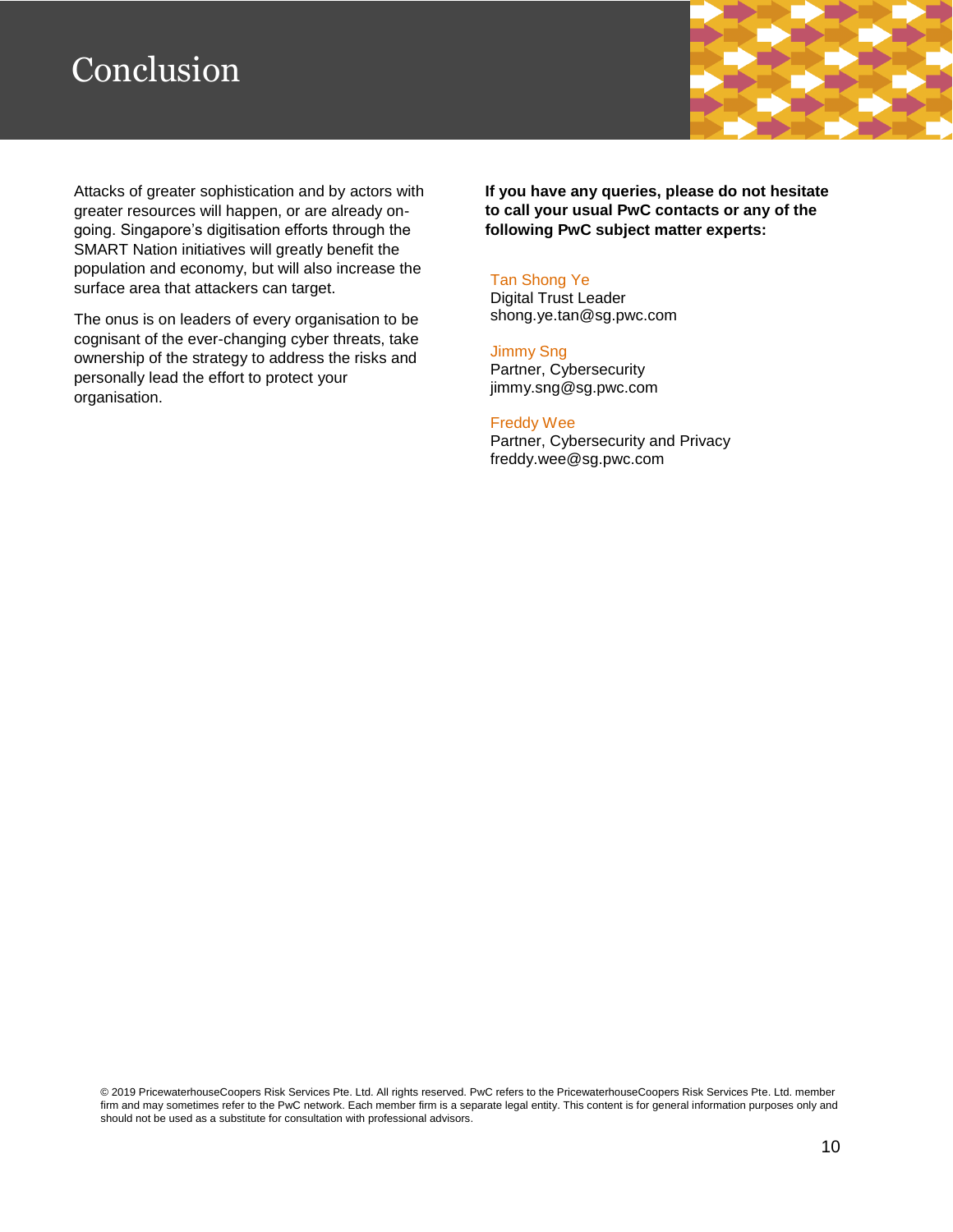# Conclusion

Attacks of greater sophistication and by actors with greater resources will happen, or are already on-going. Singapore's digitisation efforts through the SMART Nation initiatives will greatly benefit the population and economy, but will also increase the surface area that attackers can target.

The onus is on leaders of every organisation to be cognisant of the ever-changing cyber threats, take ownership of the strategy to address the risks and personally lead the effort to protect your organisation.

**If you have any queries, please do not hesitate to call your usual PwC contacts or any of the following PwC subject matter experts:**

Tan Shong Ye
Digital Trust Leader
shong.ye.tan@sg.pwc.com

Jimmy Sng
Partner, Cybersecurity
jimmy.sng@sg.pwc.com

Freddy Wee
Partner, Cybersecurity and Privacy
freddy.wee@sg.pwc.com

© 2019 PricewaterhouseCoopers Risk Services Pte. Ltd. All rights reserved. PwC refers to the PricewaterhouseCoopers Risk Services Pte. Ltd. member firm and may sometimes refer to the PwC network. Each member firm is a separate legal entity. This content is for general information purposes only and should not be used as a substitute for consultation with professional advisors.